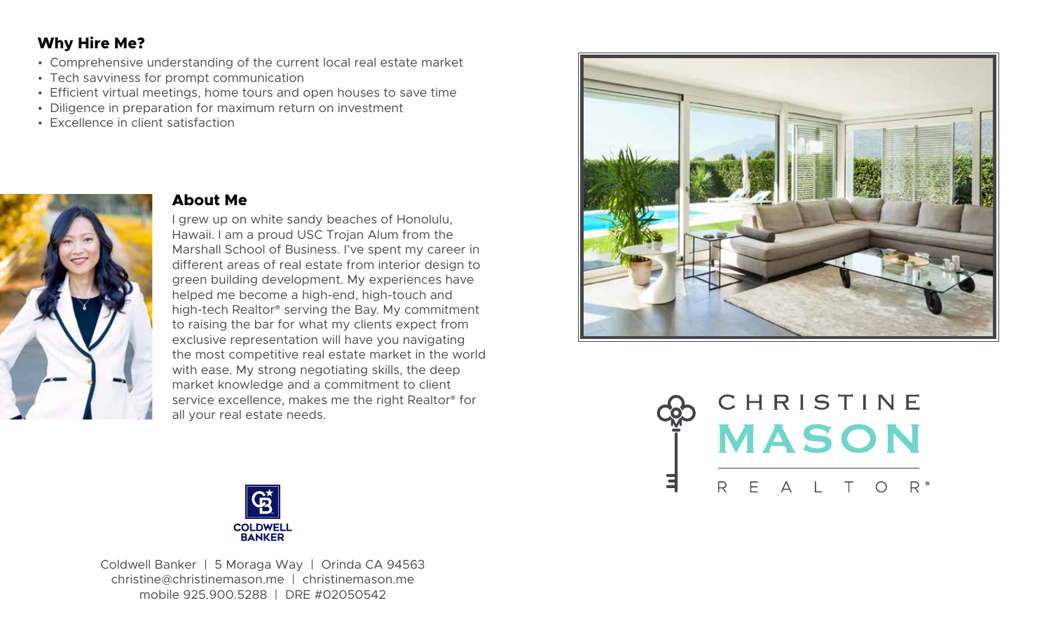## Why Hire Me?

- Comprehensive understanding of the current local real estate market
- Tech savviness for prompt communication
- Efficient virtual meetings, home tours and open houses to save time
- Diligence in preparation for maximum return on investment
- Excellence in client satisfaction

## About Me

I grew up on white sandy beaches of Honolulu, Hawaii. I am a proud USC Trojan Alum from the Marshall School of Business. I've spent my career in different areas of real estate from interior design to green building development. My experiences have helped me become a high-end, high-touch and high-tech Realtor® serving the Bay. My commitment to raising the bar for what my clients expect from exclusive representation will have you navigating the most competitive real estate market in the world with ease. My strong negotiating skills, the deep market knowledge and a commitment to client service excellence, makes me the right Realtor® for all your real estate needs.

CHRISTINE MASON

REALTOR®

COLDWELL BANKER

Coldwell Banker | 5 Moraga Way | Orinda CA 94563
christine@christinemason.me | christinemason.me
mobile 925.900.5288 | DRE #02050542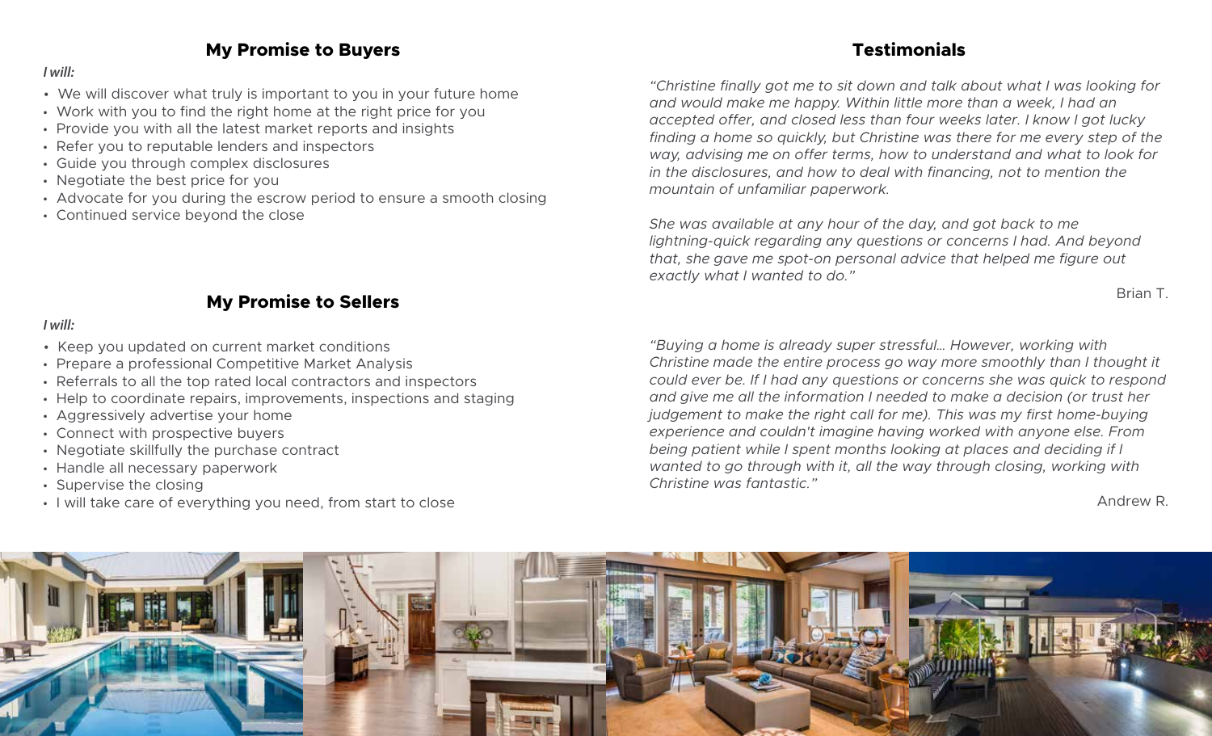## My Promise to Buyers

*I will:*

- We will discover what truly is important to you in your future home
- Work with you to find the right home at the right price for you
- Provide you with all the latest market reports and insights
- Refer you to reputable lenders and inspectors
- Guide you through complex disclosures
- Negotiate the best price for you
- Advocate for you during the escrow period to ensure a smooth closing
- Continued service beyond the close

## My Promise to Sellers

*I will:*

- Keep you updated on current market conditions
- Prepare a professional Competitive Market Analysis
- Referrals to all the top rated local contractors and inspectors
- Help to coordinate repairs, improvements, inspections and staging
- Aggressively advertise your home
- Connect with prospective buyers
- Negotiate skillfully the purchase contract
- Handle all necessary paperwork
- Supervise the closing
- I will take care of everything you need, from start to close

## Testimonials

*"Christine finally got me to sit down and talk about what I was looking for and would make me happy. Within little more than a week, I had an accepted offer, and closed less than four weeks later. I know I got lucky finding a home so quickly, but Christine was there for me every step of the way, advising me on offer terms, how to understand and what to look for in the disclosures, and how to deal with financing, not to mention the mountain of unfamiliar paperwork.*

*She was available at any hour of the day, and got back to me lightning-quick regarding any questions or concerns I had. And beyond that, she gave me spot-on personal advice that helped me figure out exactly what I wanted to do."*

Brian T.

*"Buying a home is already super stressful... However, working with Christine made the entire process go way more smoothly than I thought it could ever be. If I had any questions or concerns she was quick to respond and give me all the information I needed to make a decision (or trust her judgement to make the right call for me). This was my first home-buying experience and couldn't imagine having worked with anyone else. From being patient while I spent months looking at places and deciding if I wanted to go through with it, all the way through closing, working with Christine was fantastic."*

Andrew R.